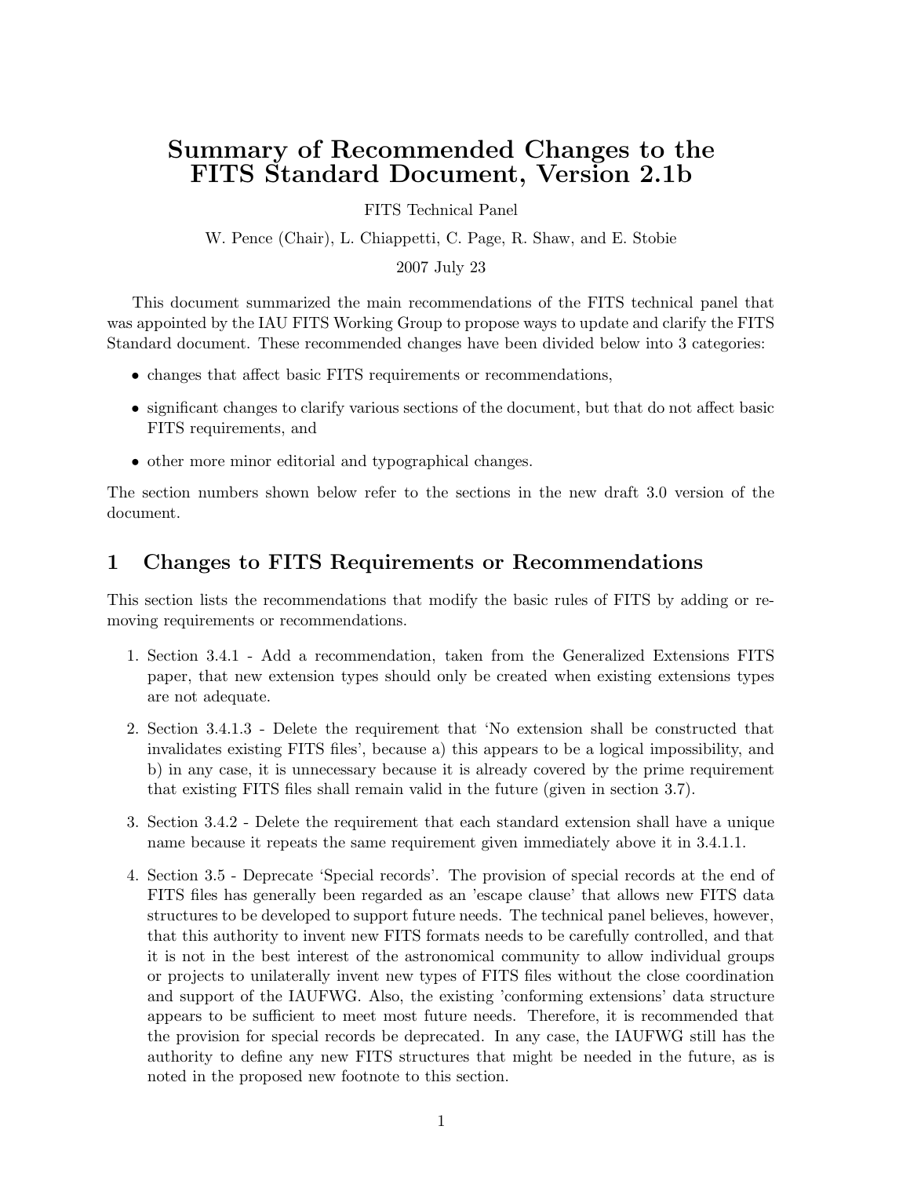# Summary of Recommended Changes to the FITS Standard Document, Version 2.1b

FITS Technical Panel

W. Pence (Chair), L. Chiappetti, C. Page, R. Shaw, and E. Stobie

2007 July 23

This document summarized the main recommendations of the FITS technical panel that was appointed by the IAU FITS Working Group to propose ways to update and clarify the FITS Standard document. These recommended changes have been divided below into 3 categories:

- changes that affect basic FITS requirements or recommendations,
- significant changes to clarify various sections of the document, but that do not affect basic FITS requirements, and
- other more minor editorial and typographical changes.

The section numbers shown below refer to the sections in the new draft 3.0 version of the document.

## 1 Changes to FITS Requirements or Recommendations

This section lists the recommendations that modify the basic rules of FITS by adding or removing requirements or recommendations.

1. Section 3.4.1 - Add a recommendation, taken from the Generalized Extensions FITS paper, that new extension types should only be created when existing extensions types are not adequate.
2. Section 3.4.1.3 - Delete the requirement that 'No extension shall be constructed that invalidates existing FITS files', because a) this appears to be a logical impossibility, and b) in any case, it is unnecessary because it is already covered by the prime requirement that existing FITS files shall remain valid in the future (given in section 3.7).
3. Section 3.4.2 - Delete the requirement that each standard extension shall have a unique name because it repeats the same requirement given immediately above it in 3.4.1.1.
4. Section 3.5 - Deprecate 'Special records'. The provision of special records at the end of FITS files has generally been regarded as an 'escape clause' that allows new FITS data structures to be developed to support future needs. The technical panel believes, however, that this authority to invent new FITS formats needs to be carefully controlled, and that it is not in the best interest of the astronomical community to allow individual groups or projects to unilaterally invent new types of FITS files without the close coordination and support of the IAUFWG. Also, the existing 'conforming extensions' data structure appears to be sufficient to meet most future needs. Therefore, it is recommended that the provision for special records be deprecated. In any case, the IAUFWG still has the authority to define any new FITS structures that might be needed in the future, as is noted in the proposed new footnote to this section.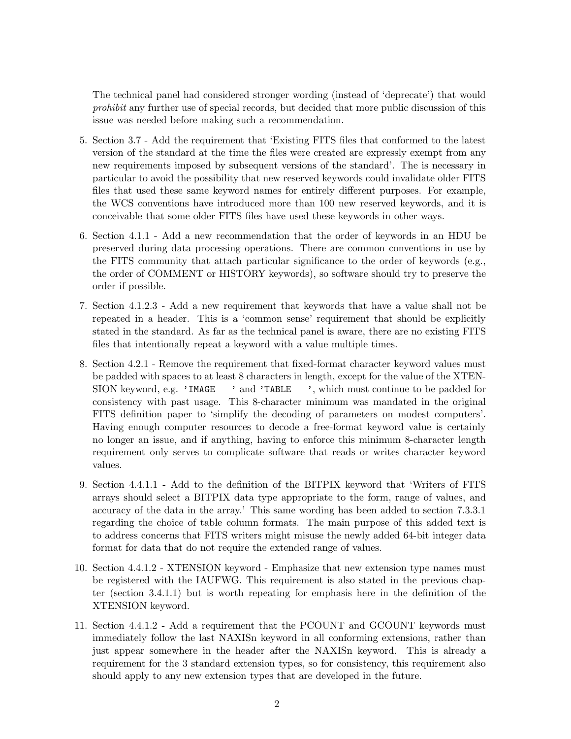The technical panel had considered stronger wording (instead of 'deprecate') that would *prohibit* any further use of special records, but decided that more public discussion of this issue was needed before making such a recommendation.

5. Section 3.7 - Add the requirement that 'Existing FITS files that conformed to the latest version of the standard at the time the files were created are expressly exempt from any new requirements imposed by subsequent versions of the standard'. The is necessary in particular to avoid the possibility that new reserved keywords could invalidate older FITS files that used these same keyword names for entirely different purposes. For example, the WCS conventions have introduced more than 100 new reserved keywords, and it is conceivable that some older FITS files have used these keywords in other ways.

6. Section 4.1.1 - Add a new recommendation that the order of keywords in an HDU be preserved during data processing operations. There are common conventions in use by the FITS community that attach particular significance to the order of keywords (e.g., the order of COMMENT or HISTORY keywords), so software should try to preserve the order if possible.

7. Section 4.1.2.3 - Add a new requirement that keywords that have a value shall not be repeated in a header. This is a 'common sense' requirement that should be explicitly stated in the standard. As far as the technical panel is aware, there are no existing FITS files that intentionally repeat a keyword with a value multiple times.

8. Section 4.2.1 - Remove the requirement that fixed-format character keyword values must be padded with spaces to at least 8 characters in length, except for the value of the XTENSION keyword, e.g. `'IMAGE   '` and `'TABLE   '`, which must continue to be padded for consistency with past usage. This 8-character minimum was mandated in the original FITS definition paper to 'simplify the decoding of parameters on modest computers'. Having enough computer resources to decode a free-format keyword value is certainly no longer an issue, and if anything, having to enforce this minimum 8-character length requirement only serves to complicate software that reads or writes character keyword values.

9. Section 4.4.1.1 - Add to the definition of the BITPIX keyword that 'Writers of FITS arrays should select a BITPIX data type appropriate to the form, range of values, and accuracy of the data in the array.' This same wording has been added to section 7.3.3.1 regarding the choice of table column formats. The main purpose of this added text is to address concerns that FITS writers might misuse the newly added 64-bit integer data format for data that do not require the extended range of values.

10. Section 4.4.1.2 - XTENSION keyword - Emphasize that new extension type names must be registered with the IAUFWG. This requirement is also stated in the previous chapter (section 3.4.1.1) but is worth repeating for emphasis here in the definition of the XTENSION keyword.

11. Section 4.4.1.2 - Add a requirement that the PCOUNT and GCOUNT keywords must immediately follow the last NAXISn keyword in all conforming extensions, rather than just appear somewhere in the header after the NAXISn keyword. This is already a requirement for the 3 standard extension types, so for consistency, this requirement also should apply to any new extension types that are developed in the future.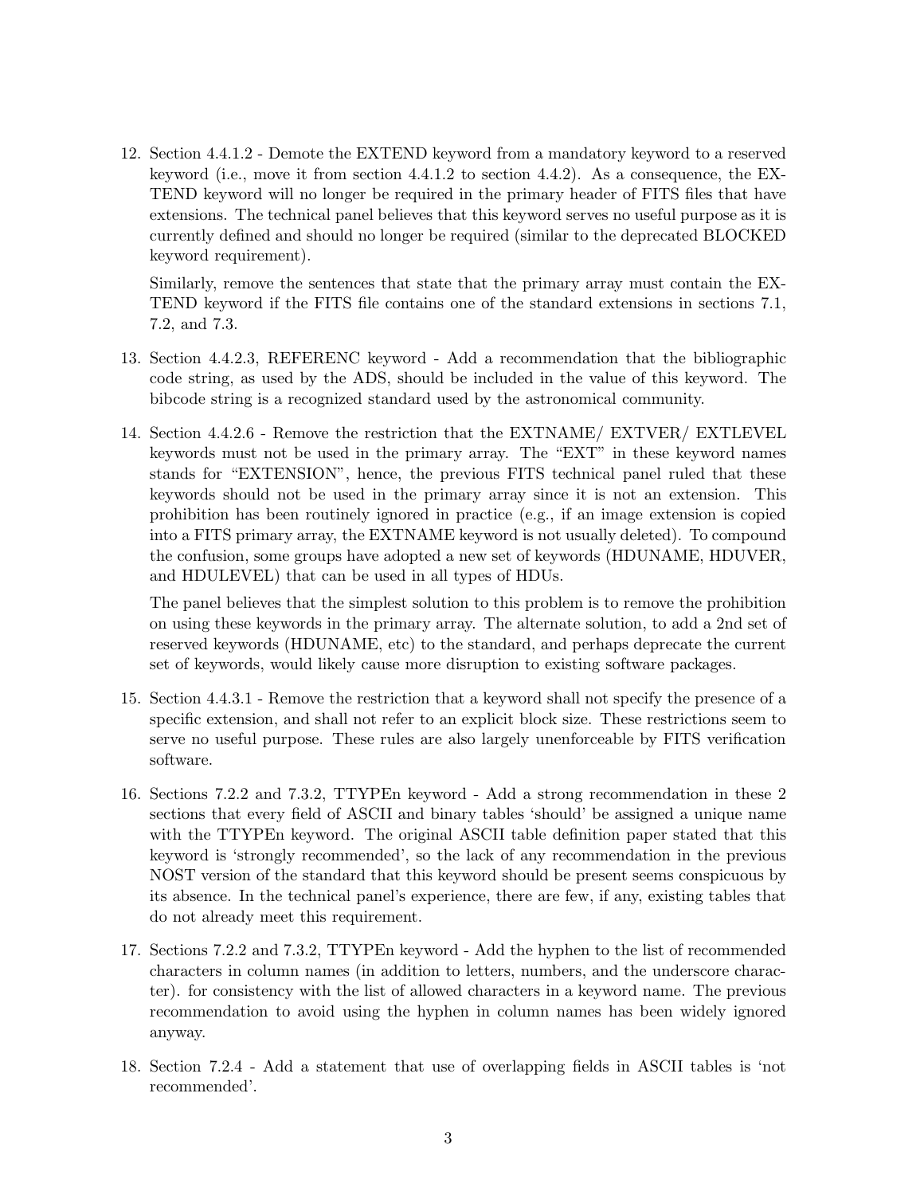12. Section 4.4.1.2 - Demote the EXTEND keyword from a mandatory keyword to a reserved keyword (i.e., move it from section 4.4.1.2 to section 4.4.2). As a consequence, the EXTEND keyword will no longer be required in the primary header of FITS files that have extensions. The technical panel believes that this keyword serves no useful purpose as it is currently defined and should no longer be required (similar to the deprecated BLOCKED keyword requirement).

    Similarly, remove the sentences that state that the primary array must contain the EXTEND keyword if the FITS file contains one of the standard extensions in sections 7.1, 7.2, and 7.3.

13. Section 4.4.2.3, REFERENC keyword - Add a recommendation that the bibliographic code string, as used by the ADS, should be included in the value of this keyword. The bibcode string is a recognized standard used by the astronomical community.

14. Section 4.4.2.6 - Remove the restriction that the EXTNAME/ EXTVER/ EXTLEVEL keywords must not be used in the primary array. The "EXT" in these keyword names stands for "EXTENSION", hence, the previous FITS technical panel ruled that these keywords should not be used in the primary array since it is not an extension. This prohibition has been routinely ignored in practice (e.g., if an image extension is copied into a FITS primary array, the EXTNAME keyword is not usually deleted). To compound the confusion, some groups have adopted a new set of keywords (HDUNAME, HDUVER, and HDULEVEL) that can be used in all types of HDUs.

    The panel believes that the simplest solution to this problem is to remove the prohibition on using these keywords in the primary array. The alternate solution, to add a 2nd set of reserved keywords (HDUNAME, etc) to the standard, and perhaps deprecate the current set of keywords, would likely cause more disruption to existing software packages.

15. Section 4.4.3.1 - Remove the restriction that a keyword shall not specify the presence of a specific extension, and shall not refer to an explicit block size. These restrictions seem to serve no useful purpose. These rules are also largely unenforceable by FITS verification software.

16. Sections 7.2.2 and 7.3.2, TTYPEn keyword - Add a strong recommendation in these 2 sections that every field of ASCII and binary tables 'should' be assigned a unique name with the TTYPEn keyword. The original ASCII table definition paper stated that this keyword is 'strongly recommended', so the lack of any recommendation in the previous NOST version of the standard that this keyword should be present seems conspicuous by its absence. In the technical panel's experience, there are few, if any, existing tables that do not already meet this requirement.

17. Sections 7.2.2 and 7.3.2, TTYPEn keyword - Add the hyphen to the list of recommended characters in column names (in addition to letters, numbers, and the underscore character). for consistency with the list of allowed characters in a keyword name. The previous recommendation to avoid using the hyphen in column names has been widely ignored anyway.

18. Section 7.2.4 - Add a statement that use of overlapping fields in ASCII tables is 'not recommended'.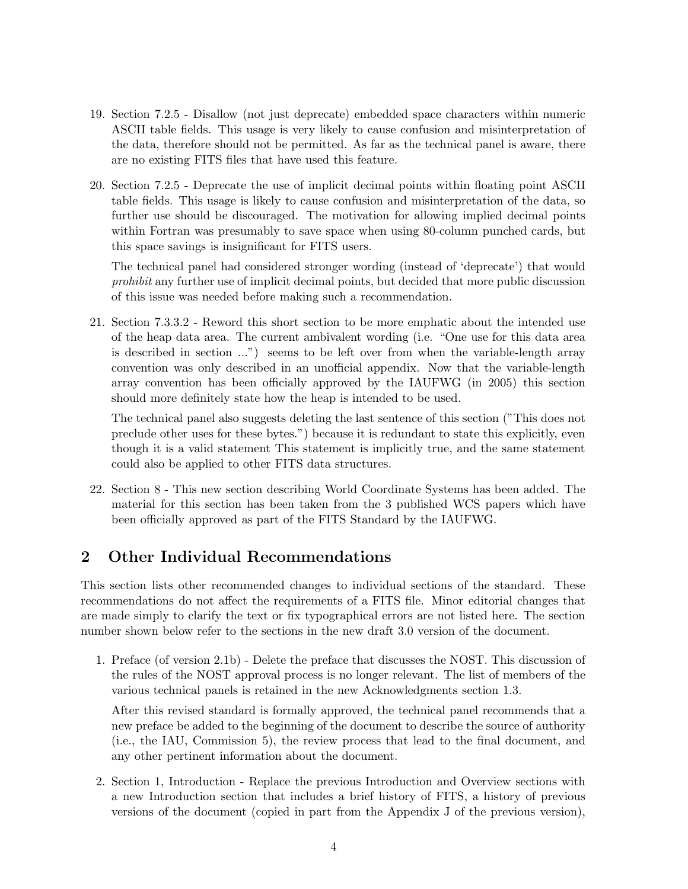19. Section 7.2.5 - Disallow (not just deprecate) embedded space characters within numeric ASCII table fields. This usage is very likely to cause confusion and misinterpretation of the data, therefore should not be permitted. As far as the technical panel is aware, there are no existing FITS files that have used this feature.

20. Section 7.2.5 - Deprecate the use of implicit decimal points within floating point ASCII table fields. This usage is likely to cause confusion and misinterpretation of the data, so further use should be discouraged. The motivation for allowing implied decimal points within Fortran was presumably to save space when using 80-column punched cards, but this space savings is insignificant for FITS users.

    The technical panel had considered stronger wording (instead of 'deprecate') that would *prohibit* any further use of implicit decimal points, but decided that more public discussion of this issue was needed before making such a recommendation.

21. Section 7.3.3.2 - Reword this short section to be more emphatic about the intended use of the heap data area. The current ambivalent wording (i.e. "One use for this data area is described in section ...") seems to be left over from when the variable-length array convention was only described in an unofficial appendix. Now that the variable-length array convention has been officially approved by the IAUFWG (in 2005) this section should more definitely state how the heap is intended to be used.

    The technical panel also suggests deleting the last sentence of this section ("This does not preclude other uses for these bytes.") because it is redundant to state this explicitly, even though it is a valid statement This statement is implicitly true, and the same statement could also be applied to other FITS data structures.

22. Section 8 - This new section describing World Coordinate Systems has been added. The material for this section has been taken from the 3 published WCS papers which have been officially approved as part of the FITS Standard by the IAUFWG.

## 2 Other Individual Recommendations

This section lists other recommended changes to individual sections of the standard. These recommendations do not affect the requirements of a FITS file. Minor editorial changes that are made simply to clarify the text or fix typographical errors are not listed here. The section number shown below refer to the sections in the new draft 3.0 version of the document.

1. Preface (of version 2.1b) - Delete the preface that discusses the NOST. This discussion of the rules of the NOST approval process is no longer relevant. The list of members of the various technical panels is retained in the new Acknowledgments section 1.3.

    After this revised standard is formally approved, the technical panel recommends that a new preface be added to the beginning of the document to describe the source of authority (i.e., the IAU, Commission 5), the review process that lead to the final document, and any other pertinent information about the document.

2. Section 1, Introduction - Replace the previous Introduction and Overview sections with a new Introduction section that includes a brief history of FITS, a history of previous versions of the document (copied in part from the Appendix J of the previous version),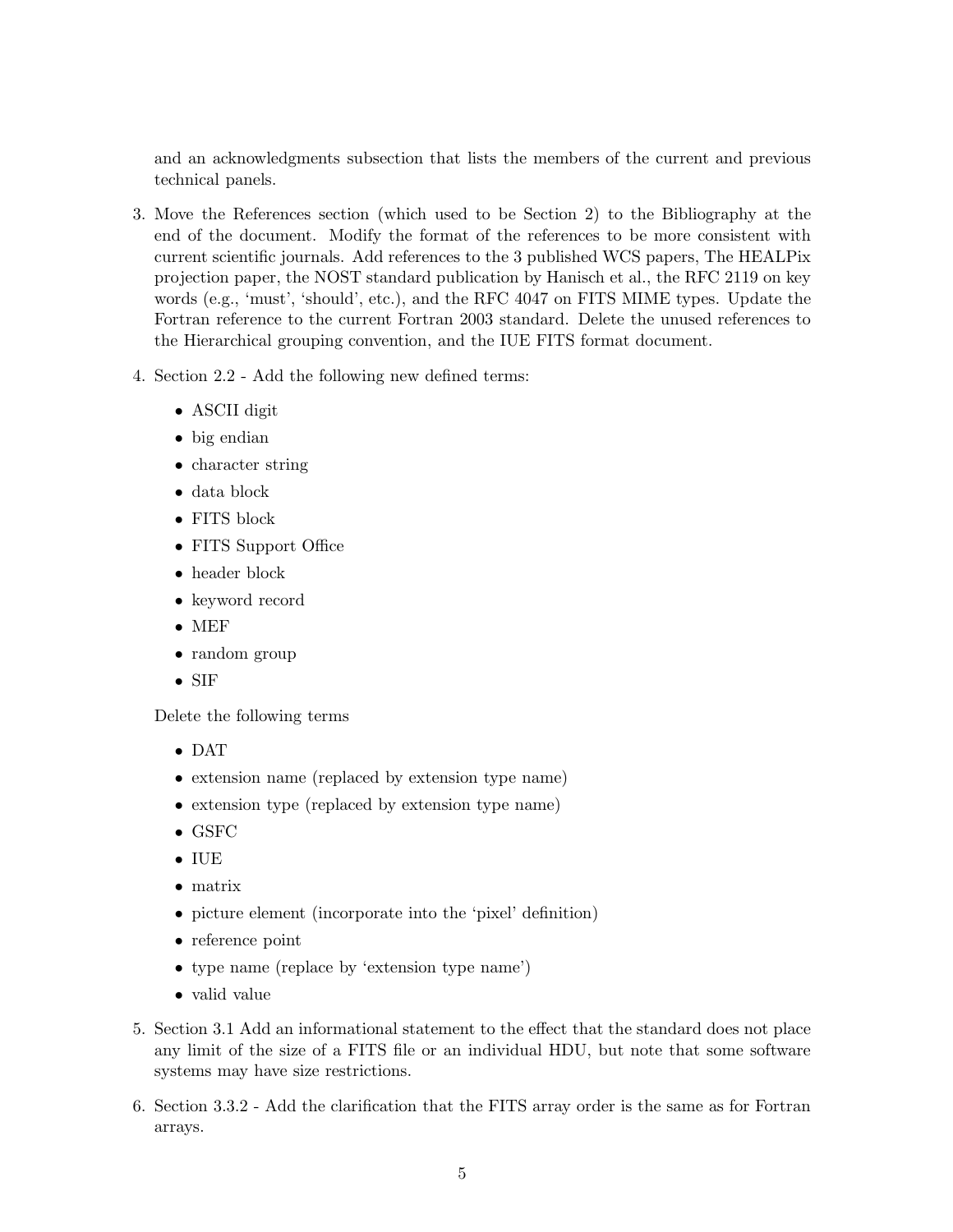and an acknowledgments subsection that lists the members of the current and previous technical panels.

3. Move the References section (which used to be Section 2) to the Bibliography at the end of the document. Modify the format of the references to be more consistent with current scientific journals. Add references to the 3 published WCS papers, The HEALPix projection paper, the NOST standard publication by Hanisch et al., the RFC 2119 on key words (e.g., 'must', 'should', etc.), and the RFC 4047 on FITS MIME types. Update the Fortran reference to the current Fortran 2003 standard. Delete the unused references to the Hierarchical grouping convention, and the IUE FITS format document.

4. Section 2.2 - Add the following new defined terms:

   - ASCII digit
   - big endian
   - character string
   - data block
   - FITS block
   - FITS Support Office
   - header block
   - keyword record
   - MEF
   - random group
   - SIF

   Delete the following terms

   - DAT
   - extension name (replaced by extension type name)
   - extension type (replaced by extension type name)
   - GSFC
   - IUE
   - matrix
   - picture element (incorporate into the 'pixel' definition)
   - reference point
   - type name (replace by 'extension type name')
   - valid value

5. Section 3.1 Add an informational statement to the effect that the standard does not place any limit of the size of a FITS file or an individual HDU, but note that some software systems may have size restrictions.

6. Section 3.3.2 - Add the clarification that the FITS array order is the same as for Fortran arrays.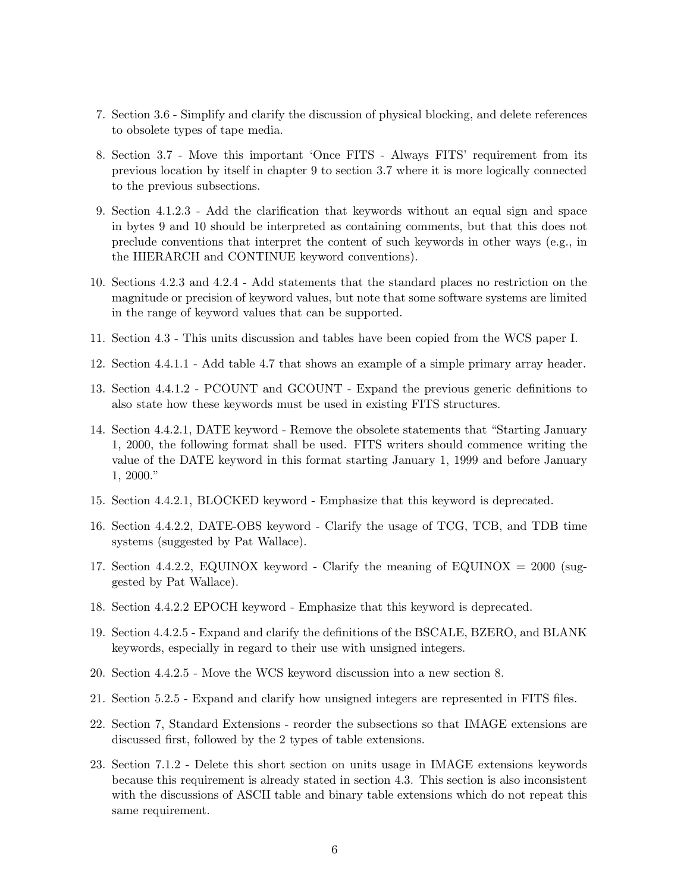7. Section 3.6 - Simplify and clarify the discussion of physical blocking, and delete references to obsolete types of tape media.

8. Section 3.7 - Move this important 'Once FITS - Always FITS' requirement from its previous location by itself in chapter 9 to section 3.7 where it is more logically connected to the previous subsections.

9. Section 4.1.2.3 - Add the clarification that keywords without an equal sign and space in bytes 9 and 10 should be interpreted as containing comments, but that this does not preclude conventions that interpret the content of such keywords in other ways (e.g., in the HIERARCH and CONTINUE keyword conventions).

10. Sections 4.2.3 and 4.2.4 - Add statements that the standard places no restriction on the magnitude or precision of keyword values, but note that some software systems are limited in the range of keyword values that can be supported.

11. Section 4.3 - This units discussion and tables have been copied from the WCS paper I.

12. Section 4.4.1.1 - Add table 4.7 that shows an example of a simple primary array header.

13. Section 4.4.1.2 - PCOUNT and GCOUNT - Expand the previous generic definitions to also state how these keywords must be used in existing FITS structures.

14. Section 4.4.2.1, DATE keyword - Remove the obsolete statements that "Starting January 1, 2000, the following format shall be used. FITS writers should commence writing the value of the DATE keyword in this format starting January 1, 1999 and before January 1, 2000."

15. Section 4.4.2.1, BLOCKED keyword - Emphasize that this keyword is deprecated.

16. Section 4.4.2.2, DATE-OBS keyword - Clarify the usage of TCG, TCB, and TDB time systems (suggested by Pat Wallace).

17. Section 4.4.2.2, EQUINOX keyword - Clarify the meaning of EQUINOX = 2000 (suggested by Pat Wallace).

18. Section 4.4.2.2 EPOCH keyword - Emphasize that this keyword is deprecated.

19. Section 4.4.2.5 - Expand and clarify the definitions of the BSCALE, BZERO, and BLANK keywords, especially in regard to their use with unsigned integers.

20. Section 4.4.2.5 - Move the WCS keyword discussion into a new section 8.

21. Section 5.2.5 - Expand and clarify how unsigned integers are represented in FITS files.

22. Section 7, Standard Extensions - reorder the subsections so that IMAGE extensions are discussed first, followed by the 2 types of table extensions.

23. Section 7.1.2 - Delete this short section on units usage in IMAGE extensions keywords because this requirement is already stated in section 4.3. This section is also inconsistent with the discussions of ASCII table and binary table extensions which do not repeat this same requirement.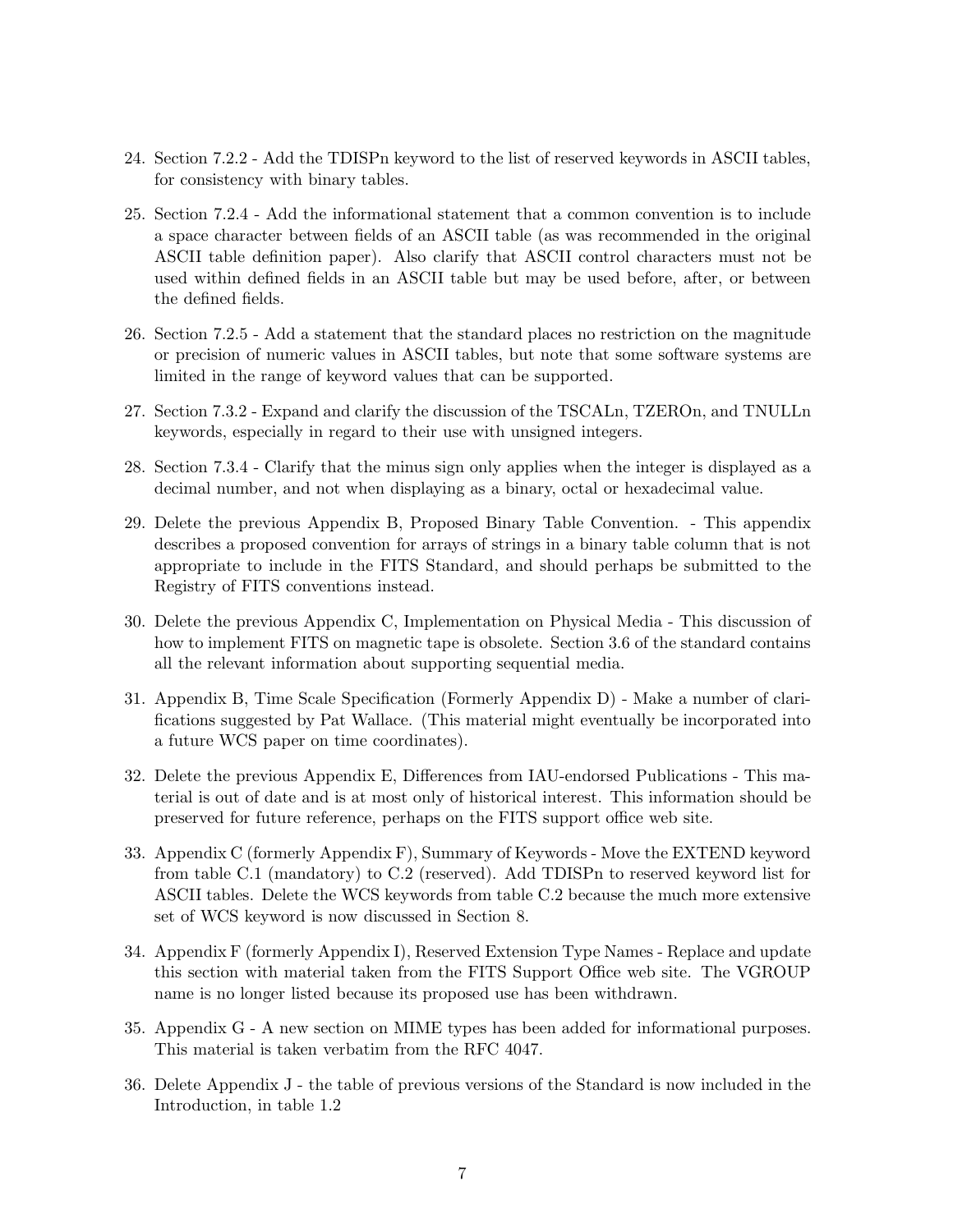24. Section 7.2.2 - Add the TDISPn keyword to the list of reserved keywords in ASCII tables, for consistency with binary tables.

25. Section 7.2.4 - Add the informational statement that a common convention is to include a space character between fields of an ASCII table (as was recommended in the original ASCII table definition paper). Also clarify that ASCII control characters must not be used within defined fields in an ASCII table but may be used before, after, or between the defined fields.

26. Section 7.2.5 - Add a statement that the standard places no restriction on the magnitude or precision of numeric values in ASCII tables, but note that some software systems are limited in the range of keyword values that can be supported.

27. Section 7.3.2 - Expand and clarify the discussion of the TSCALn, TZEROn, and TNULLn keywords, especially in regard to their use with unsigned integers.

28. Section 7.3.4 - Clarify that the minus sign only applies when the integer is displayed as a decimal number, and not when displaying as a binary, octal or hexadecimal value.

29. Delete the previous Appendix B, Proposed Binary Table Convention. - This appendix describes a proposed convention for arrays of strings in a binary table column that is not appropriate to include in the FITS Standard, and should perhaps be submitted to the Registry of FITS conventions instead.

30. Delete the previous Appendix C, Implementation on Physical Media - This discussion of how to implement FITS on magnetic tape is obsolete. Section 3.6 of the standard contains all the relevant information about supporting sequential media.

31. Appendix B, Time Scale Specification (Formerly Appendix D) - Make a number of clarifications suggested by Pat Wallace. (This material might eventually be incorporated into a future WCS paper on time coordinates).

32. Delete the previous Appendix E, Differences from IAU-endorsed Publications - This material is out of date and is at most only of historical interest. This information should be preserved for future reference, perhaps on the FITS support office web site.

33. Appendix C (formerly Appendix F), Summary of Keywords - Move the EXTEND keyword from table C.1 (mandatory) to C.2 (reserved). Add TDISPn to reserved keyword list for ASCII tables. Delete the WCS keywords from table C.2 because the much more extensive set of WCS keyword is now discussed in Section 8.

34. Appendix F (formerly Appendix I), Reserved Extension Type Names - Replace and update this section with material taken from the FITS Support Office web site. The VGROUP name is no longer listed because its proposed use has been withdrawn.

35. Appendix G - A new section on MIME types has been added for informational purposes. This material is taken verbatim from the RFC 4047.

36. Delete Appendix J - the table of previous versions of the Standard is now included in the Introduction, in table 1.2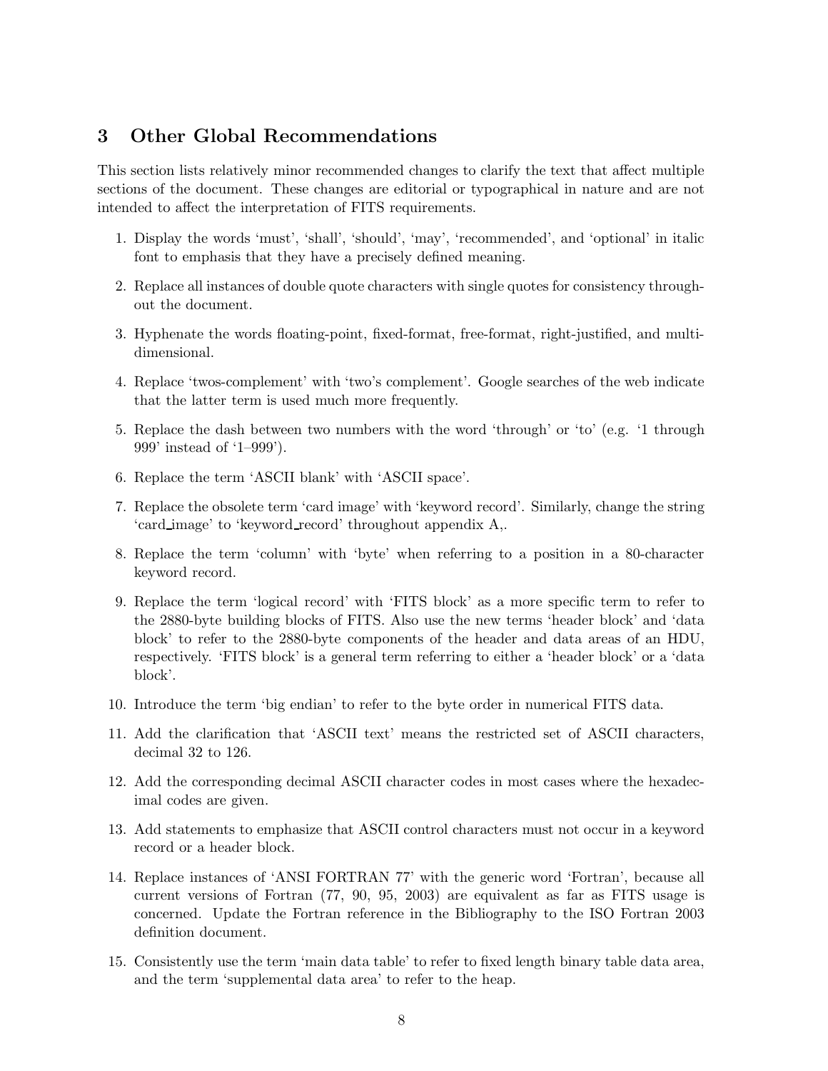## 3 Other Global Recommendations

This section lists relatively minor recommended changes to clarify the text that affect multiple sections of the document. These changes are editorial or typographical in nature and are not intended to affect the interpretation of FITS requirements.

1. Display the words 'must', 'shall', 'should', 'may', 'recommended', and 'optional' in italic font to emphasis that they have a precisely defined meaning.
2. Replace all instances of double quote characters with single quotes for consistency throughout the document.
3. Hyphenate the words floating-point, fixed-format, free-format, right-justified, and multi-dimensional.
4. Replace 'twos-complement' with 'two's complement'. Google searches of the web indicate that the latter term is used much more frequently.
5. Replace the dash between two numbers with the word 'through' or 'to' (e.g. '1 through 999' instead of '1–999').
6. Replace the term 'ASCII blank' with 'ASCII space'.
7. Replace the obsolete term 'card image' with 'keyword record'. Similarly, change the string 'card_image' to 'keyword_record' throughout appendix A,.
8. Replace the term 'column' with 'byte' when referring to a position in a 80-character keyword record.
9. Replace the term 'logical record' with 'FITS block' as a more specific term to refer to the 2880-byte building blocks of FITS. Also use the new terms 'header block' and 'data block' to refer to the 2880-byte components of the header and data areas of an HDU, respectively. 'FITS block' is a general term referring to either a 'header block' or a 'data block'.
10. Introduce the term 'big endian' to refer to the byte order in numerical FITS data.
11. Add the clarification that 'ASCII text' means the restricted set of ASCII characters, decimal 32 to 126.
12. Add the corresponding decimal ASCII character codes in most cases where the hexadecimal codes are given.
13. Add statements to emphasize that ASCII control characters must not occur in a keyword record or a header block.
14. Replace instances of 'ANSI FORTRAN 77' with the generic word 'Fortran', because all current versions of Fortran (77, 90, 95, 2003) are equivalent as far as FITS usage is concerned. Update the Fortran reference in the Bibliography to the ISO Fortran 2003 definition document.
15. Consistently use the term 'main data table' to refer to fixed length binary table data area, and the term 'supplemental data area' to refer to the heap.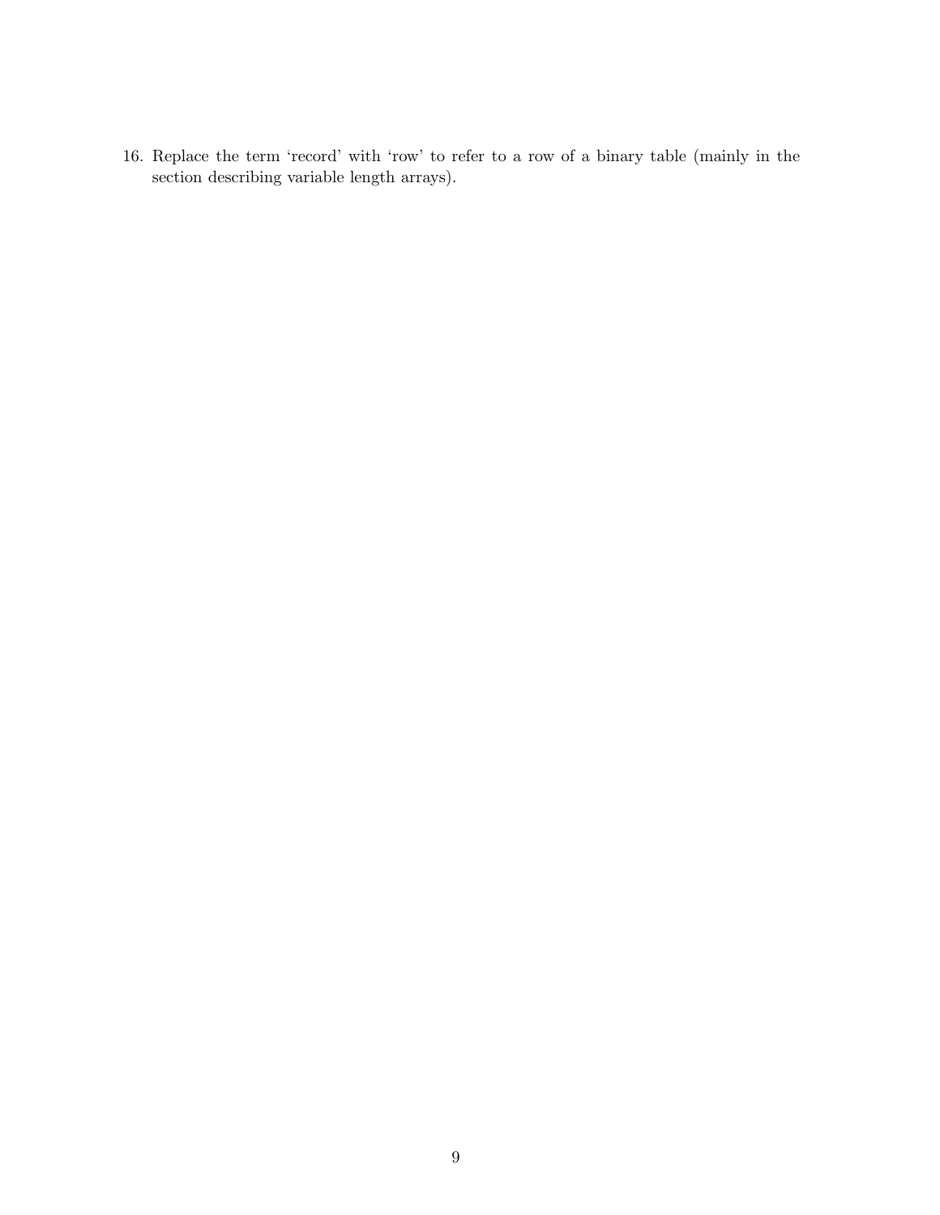16. Replace the term ‘record’ with ‘row’ to refer to a row of a binary table (mainly in the section describing variable length arrays).